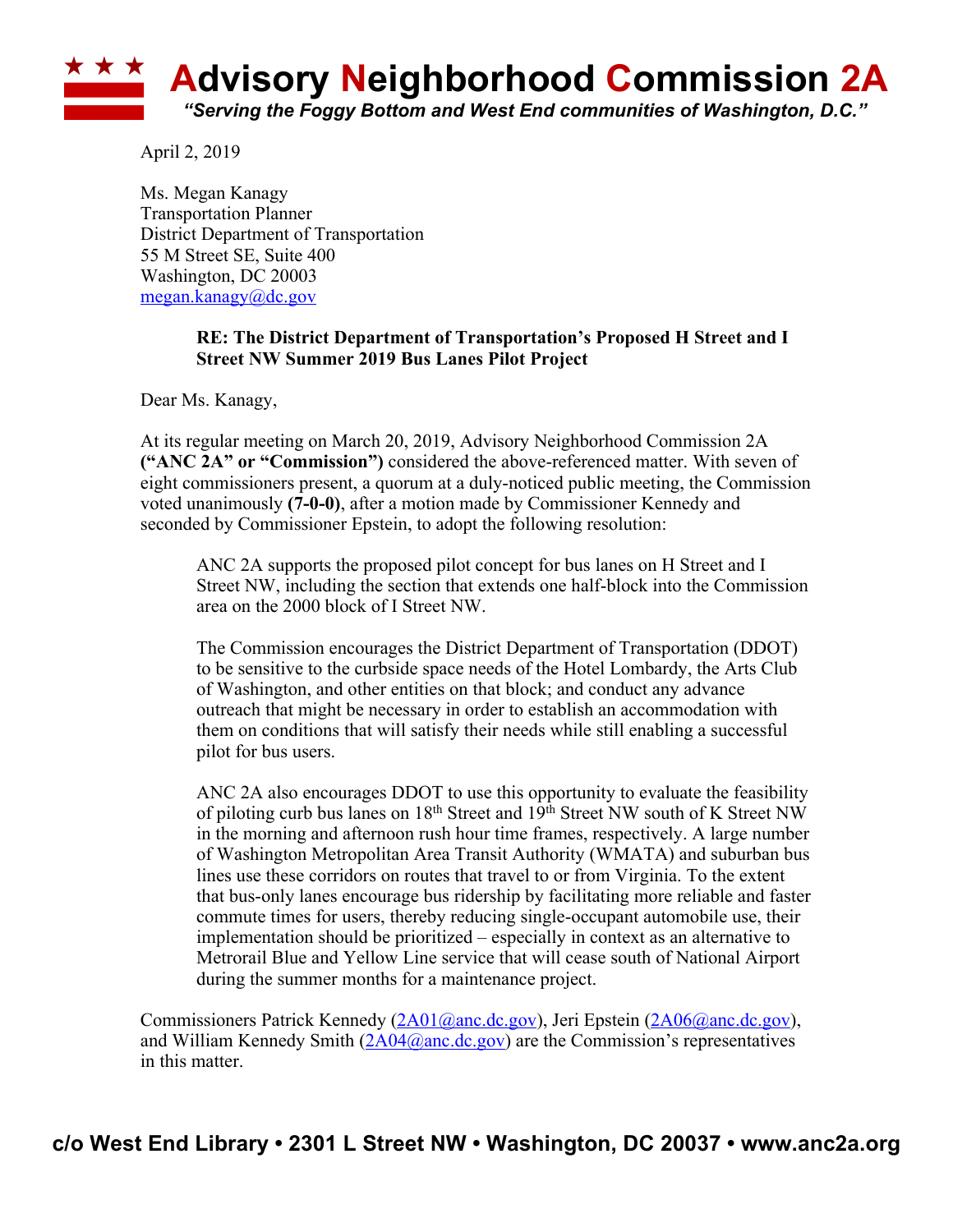# Advisory Neighborhood Commission 2A

*"Serving the Foggy Bottom and West End communities of Washington, D.C."*

April 2, 2019

Ms. Megan Kanagy
Transportation Planner
District Department of Transportation
55 M Street SE, Suite 400
Washington, DC 20003
megan.kanagy@dc.gov

**RE: The District Department of Transportation's Proposed H Street and I Street NW Summer 2019 Bus Lanes Pilot Project**

Dear Ms. Kanagy,

At its regular meeting on March 20, 2019, Advisory Neighborhood Commission 2A **("ANC 2A" or "Commission")** considered the above-referenced matter. With seven of eight commissioners present, a quorum at a duly-noticed public meeting, the Commission voted unanimously **(7-0-0)**, after a motion made by Commissioner Kennedy and seconded by Commissioner Epstein, to adopt the following resolution:

> ANC 2A supports the proposed pilot concept for bus lanes on H Street and I Street NW, including the section that extends one half-block into the Commission area on the 2000 block of I Street NW.
>
> The Commission encourages the District Department of Transportation (DDOT) to be sensitive to the curbside space needs of the Hotel Lombardy, the Arts Club of Washington, and other entities on that block; and conduct any advance outreach that might be necessary in order to establish an accommodation with them on conditions that will satisfy their needs while still enabling a successful pilot for bus users.
>
> ANC 2A also encourages DDOT to use this opportunity to evaluate the feasibility of piloting curb bus lanes on 18th Street and 19th Street NW south of K Street NW in the morning and afternoon rush hour time frames, respectively. A large number of Washington Metropolitan Area Transit Authority (WMATA) and suburban bus lines use these corridors on routes that travel to or from Virginia. To the extent that bus-only lanes encourage bus ridership by facilitating more reliable and faster commute times for users, thereby reducing single-occupant automobile use, their implementation should be prioritized – especially in context as an alternative to Metrorail Blue and Yellow Line service that will cease south of National Airport during the summer months for a maintenance project.

Commissioners Patrick Kennedy (2A01@anc.dc.gov), Jeri Epstein (2A06@anc.dc.gov), and William Kennedy Smith (2A04@anc.dc.gov) are the Commission's representatives in this matter.

**c/o West End Library • 2301 L Street NW • Washington, DC 20037 • www.anc2a.org**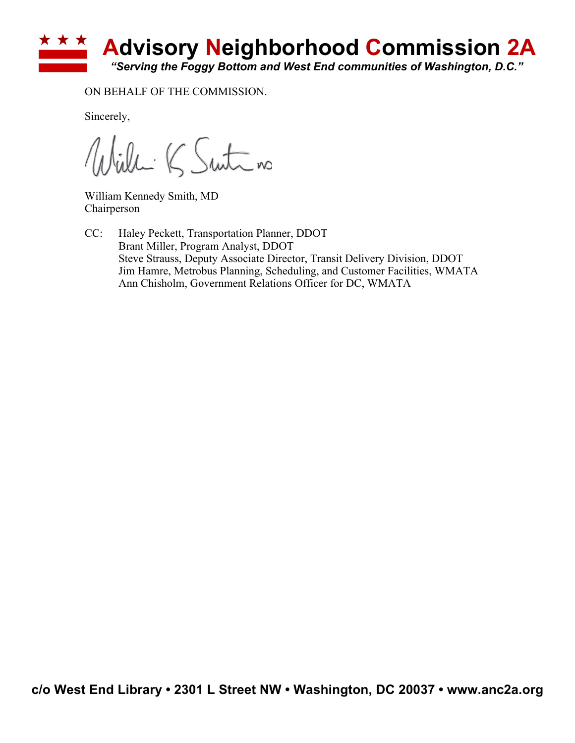ON BEHALF OF THE COMMISSION.

Sincerely,

William Kennedy Smith, MD
Chairperson

CC: Haley Peckett, Transportation Planner, DDOT
Brant Miller, Program Analyst, DDOT
Steve Strauss, Deputy Associate Director, Transit Delivery Division, DDOT
Jim Hamre, Metrobus Planning, Scheduling, and Customer Facilities, WMATA
Ann Chisholm, Government Relations Officer for DC, WMATA